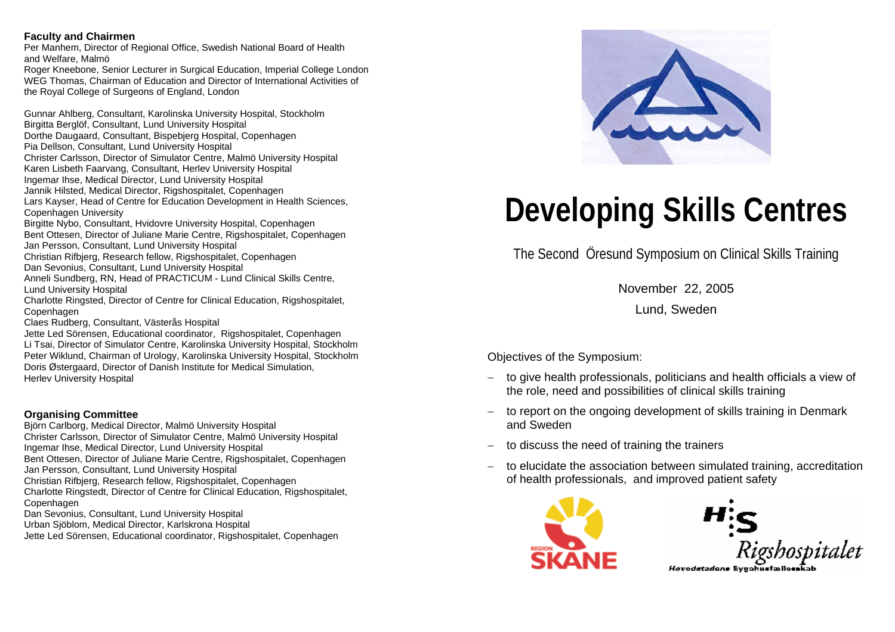**Faculty and Chairmen**

Per Manhem, Director of Regional Office, Swedish National Board of Health and Welfare, Malmö
Roger Kneebone, Senior Lecturer in Surgical Education, Imperial College London
WEG Thomas, Chairman of Education and Director of International Activities of the Royal College of Surgeons of England, London

Gunnar Ahlberg, Consultant, Karolinska University Hospital, Stockholm
Birgitta Berglöf, Consultant, Lund University Hospital
Dorthe Daugaard, Consultant, Bispebjerg Hospital, Copenhagen
Pia Dellson, Consultant, Lund University Hospital
Christer Carlsson, Director of Simulator Centre, Malmö University Hospital
Karen Lisbeth Faarvang, Consultant, Herlev University Hospital
Ingemar Ihse, Medical Director, Lund University Hospital
Jannik Hilsted, Medical Director, Rigshospitalet, Copenhagen
Lars Kayser, Head of Centre for Education Development in Health Sciences, Copenhagen University
Birgitte Nybo, Consultant, Hvidovre University Hospital, Copenhagen
Bent Ottesen, Director of Juliane Marie Centre, Rigshospitalet, Copenhagen
Jan Persson, Consultant, Lund University Hospital
Christian Rifbjerg, Research fellow, Rigshospitalet, Copenhagen
Dan Sevonius, Consultant, Lund University Hospital
Anneli Sundberg, RN, Head of PRACTICUM - Lund Clinical Skills Centre, Lund University Hospital
Charlotte Ringsted, Director of Centre for Clinical Education, Rigshospitalet, Copenhagen
Claes Rudberg, Consultant, Västerås Hospital
Jette Led Sörensen, Educational coordinator, Rigshospitalet, Copenhagen
Li Tsai, Director of Simulator Centre, Karolinska University Hospital, Stockholm
Peter Wiklund, Chairman of Urology, Karolinska University Hospital, Stockholm
Doris Østergaard, Director of Danish Institute for Medical Simulation, Herlev University Hospital

**Organising Committee**

Björn Carlborg, Medical Director, Malmö University Hospital
Christer Carlsson, Director of Simulator Centre, Malmö University Hospital
Ingemar Ihse, Medical Director, Lund University Hospital
Bent Ottesen, Director of Juliane Marie Centre, Rigshospitalet, Copenhagen
Jan Persson, Consultant, Lund University Hospital
Christian Rifbjerg, Research fellow, Rigshospitalet, Copenhagen
Charlotte Ringstedt, Director of Centre for Clinical Education, Rigshospitalet, Copenhagen
Dan Sevonius, Consultant, Lund University Hospital
Urban Sjöblom, Medical Director, Karlskrona Hospital
Jette Led Sörensen, Educational coordinator, Rigshospitalet, Copenhagen

# Developing Skills Centres

## The Second Öresund Symposium on Clinical Skills Training

November 22, 2005

Lund, Sweden

Objectives of the Symposium:

- to give health professionals, politicians and health officials a view of the role, need and possibilities of clinical skills training
- to report on the ongoing development of skills training in Denmark and Sweden
- to discuss the need of training the trainers
- to elucidate the association between simulated training, accreditation of health professionals, and improved patient safety

REGION SKÅNE

H:S Rigshospitalet
Hovedstadens Sygehusfællesskab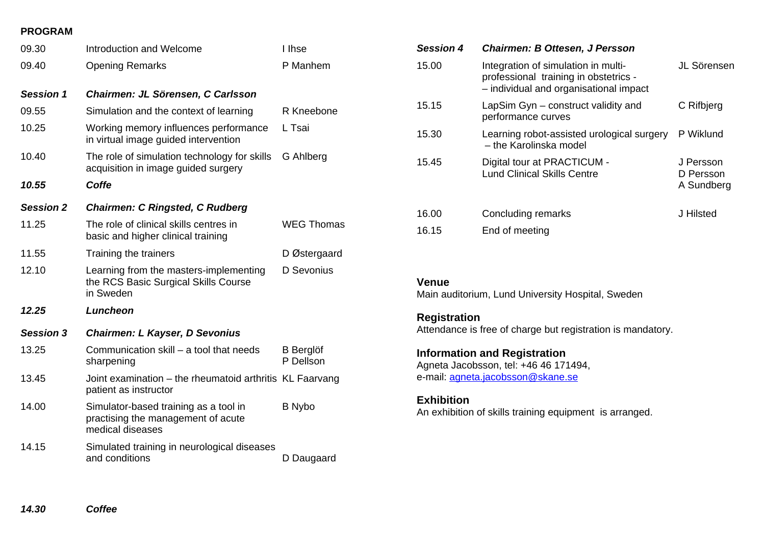**PROGRAM**

| | | |
|---|---|---|
| 09.30 | Introduction and Welcome | I Ihse |
| 09.40 | Opening Remarks | P Manhem |
| ***Session 1*** | ***Chairmen: JL Sörensen, C Carlsson*** | |
| 09.55 | Simulation and the context of learning | R Kneebone |
| 10.25 | Working memory influences performance in virtual image guided intervention | L Tsai |
| 10.40 | The role of simulation technology for skills acquisition in image guided surgery | G Ahlberg |
| ***10.55*** | ***Coffe*** | |
| ***Session 2*** | ***Chairmen: C Ringsted, C Rudberg*** | |
| 11.25 | The role of clinical skills centres in basic and higher clinical training | WEG Thomas |
| 11.55 | Training the trainers | D Østergaard |
| 12.10 | Learning from the masters-implementing the RCS Basic Surgical Skills Course in Sweden | D Sevonius |
| ***12.25*** | ***Luncheon*** | |
| ***Session 3*** | ***Chairmen: L Kayser, D Sevonius*** | |
| 13.25 | Communication skill – a tool that needs sharpening | B Berglöf<br>P Dellson |
| 13.45 | Joint examination – the rheumatoid arthritis patient as instructor | KL Faarvang |
| 14.00 | Simulator-based training as a tool in practising the management of acute medical diseases | B Nybo |
| 14.15 | Simulated training in neurological diseases and conditions | D Daugaard |
| ***14.30*** | ***Coffee*** | |
| ***Session 4*** | ***Chairmen: B Ottesen, J Persson*** | |
| 15.00 | Integration of simulation in multi-professional training in obstetrics - – individual and organisational impact | JL Sörensen |
| 15.15 | LapSim Gyn – construct validity and performance curves | C Rifbjerg |
| 15.30 | Learning robot-assisted urological surgery – the Karolinska model | P Wiklund |
| 15.45 | Digital tour at PRACTICUM - Lund Clinical Skills Centre | J Persson<br>D Persson<br>A Sundberg |
| 16.00 | Concluding remarks | J Hilsted |
| 16.15 | End of meeting | |

**Venue**
Main auditorium, Lund University Hospital, Sweden

**Registration**
Attendance is free of charge but registration is mandatory.

**Information and Registration**
Agneta Jacobsson, tel: +46 46 171494,
e-mail: agneta.jacobsson@skane.se

**Exhibition**
An exhibition of skills training equipment is arranged.